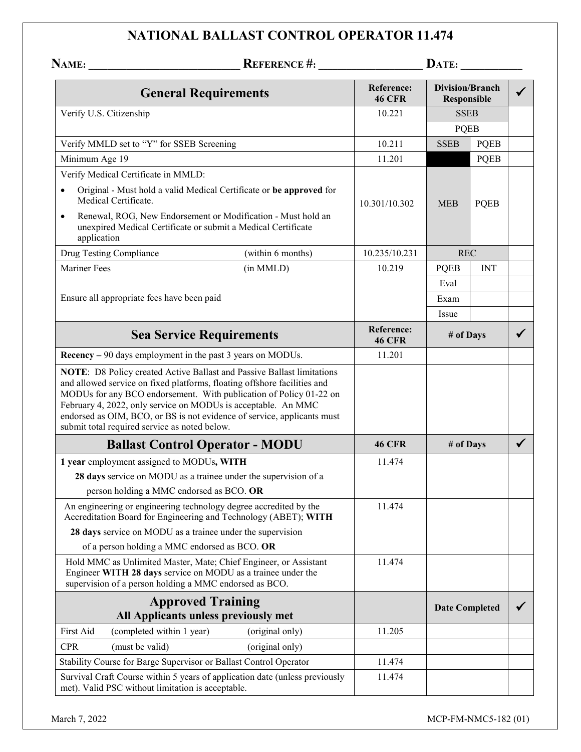# NATIONAL BALLAST CONTROL OPERATOR 11.474

**NAME:** ___________________________ **REFERENCE #:** __________________ **DATE:** ___________

| General Requirements | | Reference: 46 CFR | Division/Branch Responsible | | ✓ |
|---|---|---|---|---|---|
| Verify U.S. Citizenship | | 10.221 | SSEB | | |
| | | | PQEB | | |
| Verify MMLD set to "Y" for SSEB Screening | | 10.211 | SSEB | PQEB | |
| Minimum Age 19 | | 11.201 | | PQEB | |
| Verify Medical Certificate in MMLD:<br>• Original - Must hold a valid Medical Certificate or **be approved** for Medical Certificate.<br>• Renewal, ROG, New Endorsement or Modification - Must hold an unexpired Medical Certificate or submit a Medical Certificate application | | 10.301/10.302 | MEB | PQEB | |
| Drug Testing Compliance | (within 6 months) | 10.235/10.231 | REC | | |
| Mariner Fees | (in MMLD) | 10.219 | PQEB | INT | |
| | | | Eval | | |
| Ensure all appropriate fees have been paid | | | Exam | | |
| | | | Issue | | |

| Sea Service Requirements | Reference: 46 CFR | # of Days | ✓ |
|---|---|---|---|
| **Recency –** 90 days employment in the past 3 years on MODUs. | 11.201 | | |
| **NOTE**: D8 Policy created Active Ballast and Passive Ballast limitations and allowed service on fixed platforms, floating offshore facilities and MODUs for any BCO endorsement. With publication of Policy 01-22 on February 4, 2022, only service on MODUs is acceptable. An MMC endorsed as OIM, BCO, or BS is not evidence of service, applicants must submit total required service as noted below. | | | |

| Ballast Control Operator - MODU | 46 CFR | # of Days | ✓ |
|---|---|---|---|
| **1 year** employment assigned to MODUs**, WITH**<br>**28 days** service on MODU as a trainee under the supervision of a person holding a MMC endorsed as BCO. **OR** | 11.474 | | |
| An engineering or engineering technology degree accredited by the Accreditation Board for Engineering and Technology (ABET); **WITH**<br>**28 days** service on MODU as a trainee under the supervision of a person holding a MMC endorsed as BCO. **OR** | 11.474 | | |
| Hold MMC as Unlimited Master, Mate; Chief Engineer, or Assistant Engineer **WITH 28 days** service on MODU as a trainee under the supervision of a person holding a MMC endorsed as BCO. | 11.474 | | |

| Approved Training<br>All Applicants unless previously met | | | | Date Completed | ✓ |
|---|---|---|---|---|---|
| First Aid | (completed within 1 year) | (original only) | 11.205 | | |
| CPR | (must be valid) | (original only) | | | |
| Stability Course for Barge Supervisor or Ballast Control Operator | | | 11.474 | | |
| Survival Craft Course within 5 years of application date (unless previously met). Valid PSC without limitation is acceptable. | | | 11.474 | | |

March 7, 2022 MCP-FM-NMC5-182 (01)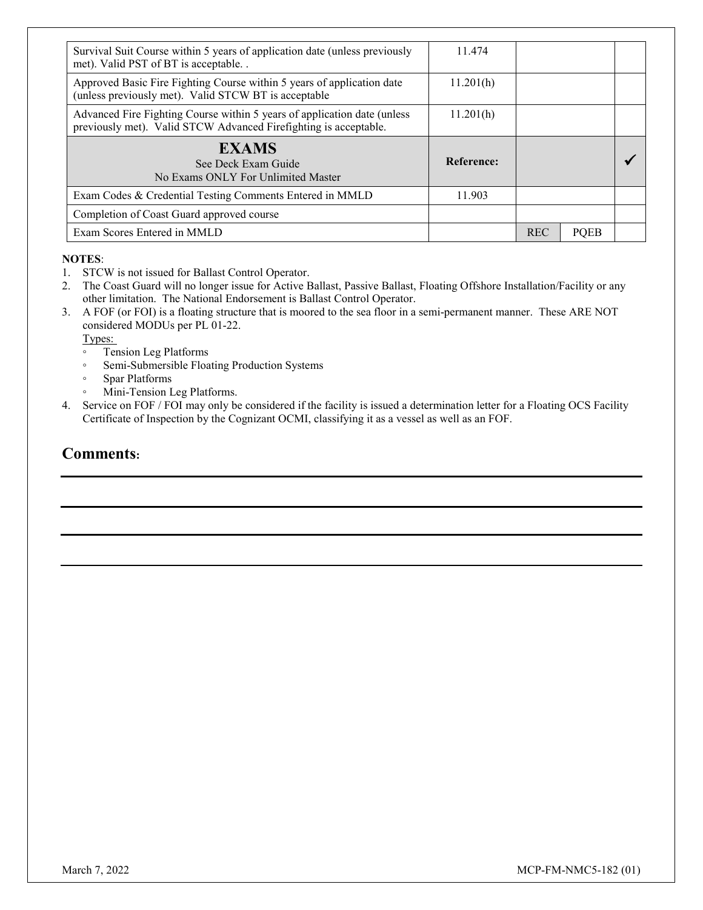| | | | | |
|---|---|---|---|---|
| Survival Suit Course within 5 years of application date (unless previously met). Valid PST of BT is acceptable. . | 11.474 | | | |
| Approved Basic Fire Fighting Course within 5 years of application date (unless previously met). Valid STCW BT is acceptable | 11.201(h) | | | |
| Advanced Fire Fighting Course within 5 years of application date (unless previously met). Valid STCW Advanced Firefighting is acceptable. | 11.201(h) | | | |
| **EXAMS** See Deck Exam Guide No Exams ONLY For Unlimited Master | **Reference:** | | | ✓ |
| Exam Codes & Credential Testing Comments Entered in MMLD | 11.903 | | | |
| Completion of Coast Guard approved course | | | | |
| Exam Scores Entered in MMLD | | REC | PQEB | |

**NOTES**:

1. STCW is not issued for Ballast Control Operator.
2. The Coast Guard will no longer issue for Active Ballast, Passive Ballast, Floating Offshore Installation/Facility or any other limitation. The National Endorsement is Ballast Control Operator.
3. A FOF (or FOI) is a floating structure that is moored to the sea floor in a semi-permanent manner. These ARE NOT considered MODUs per PL 01-22.
   Types:
   - Tension Leg Platforms
   - Semi-Submersible Floating Production Systems
   - Spar Platforms
   - Mini-Tension Leg Platforms.
4. Service on FOF / FOI may only be considered if the facility is issued a determination letter for a Floating OCS Facility Certificate of Inspection by the Cognizant OCMI, classifying it as a vessel as well as an FOF.

## Comments:

March 7, 2022 MCP-FM-NMC5-182 (01)